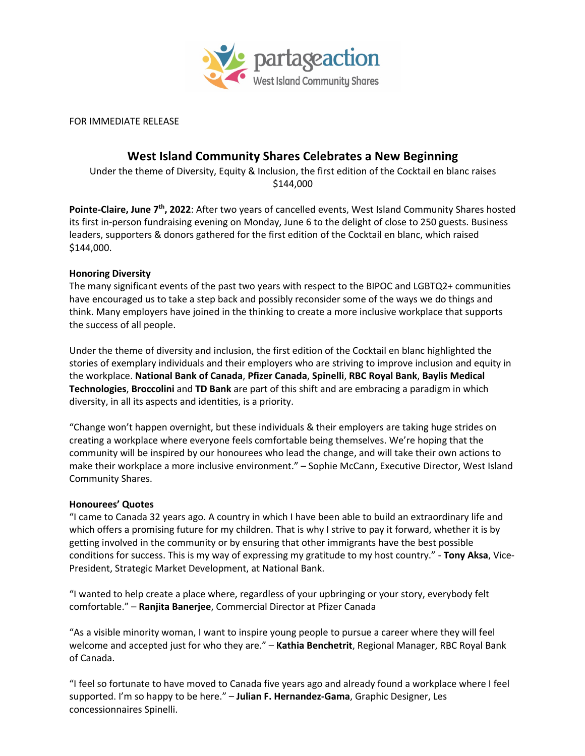FOR IMMEDIATE RELEASE

# West Island Community Shares Celebrates a New Beginning

Under the theme of Diversity, Equity & Inclusion, the first edition of the Cocktail en blanc raises $144,000

**Pointe-Claire, June 7th, 2022**: After two years of cancelled events, West Island Community Shares hosted its first in-person fundraising evening on Monday, June 6 to the delight of close to 250 guests. Business leaders, supporters & donors gathered for the first edition of the Cocktail en blanc, which raised $144,000.

**Honoring Diversity**

The many significant events of the past two years with respect to the BIPOC and LGBTQ2+ communities have encouraged us to take a step back and possibly reconsider some of the ways we do things and think. Many employers have joined in the thinking to create a more inclusive workplace that supports the success of all people.

Under the theme of diversity and inclusion, the first edition of the Cocktail en blanc highlighted the stories of exemplary individuals and their employers who are striving to improve inclusion and equity in the workplace. **National Bank of Canada**, **Pfizer Canada**, **Spinelli**, **RBC Royal Bank**, **Baylis Medical Technologies**, **Broccolini** and **TD Bank** are part of this shift and are embracing a paradigm in which diversity, in all its aspects and identities, is a priority.

"Change won't happen overnight, but these individuals & their employers are taking huge strides on creating a workplace where everyone feels comfortable being themselves. We're hoping that the community will be inspired by our honourees who lead the change, and will take their own actions to make their workplace a more inclusive environment." – Sophie McCann, Executive Director, West Island Community Shares.

**Honourees' Quotes**

"I came to Canada 32 years ago. A country in which I have been able to build an extraordinary life and which offers a promising future for my children. That is why I strive to pay it forward, whether it is by getting involved in the community or by ensuring that other immigrants have the best possible conditions for success. This is my way of expressing my gratitude to my host country." - **Tony Aksa**, Vice-President, Strategic Market Development, at National Bank.

"I wanted to help create a place where, regardless of your upbringing or your story, everybody felt comfortable." – **Ranjita Banerjee**, Commercial Director at Pfizer Canada

"As a visible minority woman, I want to inspire young people to pursue a career where they will feel welcome and accepted just for who they are." – **Kathia Benchetrit**, Regional Manager, RBC Royal Bank of Canada.

"I feel so fortunate to have moved to Canada five years ago and already found a workplace where I feel supported. I'm so happy to be here." – **Julian F. Hernandez-Gama**, Graphic Designer, Les concessionnaires Spinelli.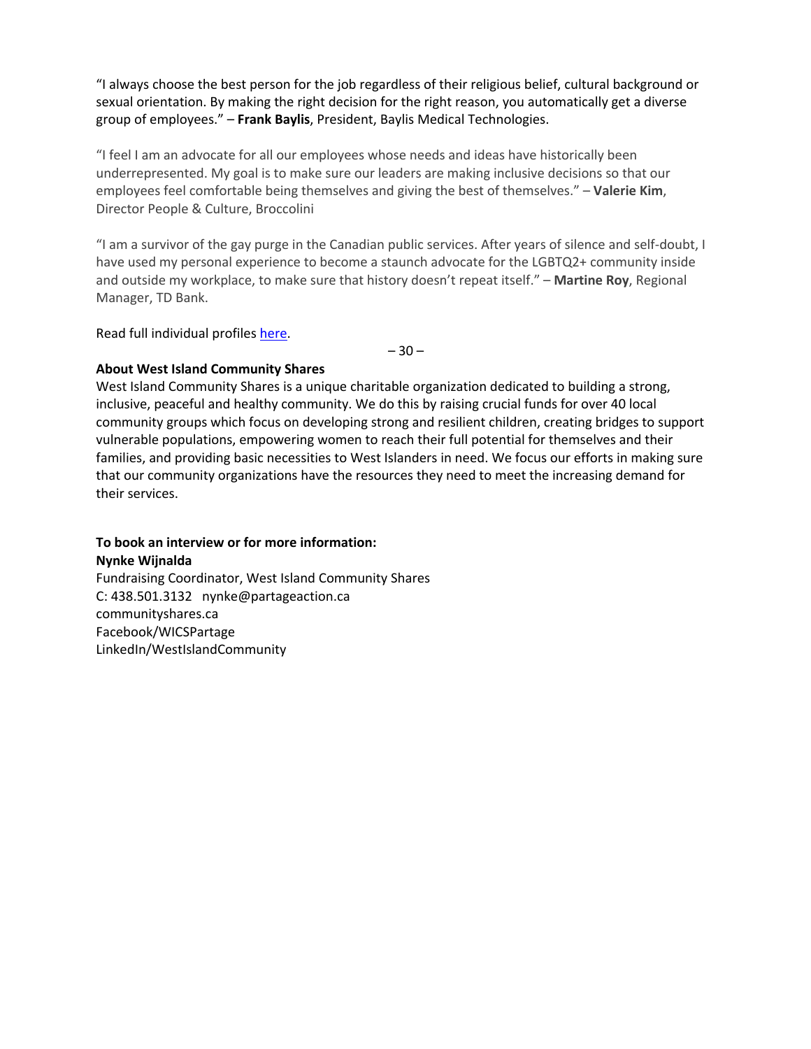"I always choose the best person for the job regardless of their religious belief, cultural background or sexual orientation. By making the right decision for the right reason, you automatically get a diverse group of employees." – **Frank Baylis**, President, Baylis Medical Technologies.

"I feel I am an advocate for all our employees whose needs and ideas have historically been underrepresented. My goal is to make sure our leaders are making inclusive decisions so that our employees feel comfortable being themselves and giving the best of themselves." – **Valerie Kim**, Director People & Culture, Broccolini

"I am a survivor of the gay purge in the Canadian public services. After years of silence and self-doubt, I have used my personal experience to become a staunch advocate for the LGBTQ2+ community inside and outside my workplace, to make sure that history doesn't repeat itself." – **Martine Roy**, Regional Manager, TD Bank.

Read full individual profiles here.

– 30 –

**About West Island Community Shares**
West Island Community Shares is a unique charitable organization dedicated to building a strong, inclusive, peaceful and healthy community. We do this by raising crucial funds for over 40 local community groups which focus on developing strong and resilient children, creating bridges to support vulnerable populations, empowering women to reach their full potential for themselves and their families, and providing basic necessities to West Islanders in need. We focus our efforts in making sure that our community organizations have the resources they need to meet the increasing demand for their services.

**To book an interview or for more information:**
**Nynke Wijnalda**
Fundraising Coordinator, West Island Community Shares
C: 438.501.3132 nynke@partageaction.ca
communityshares.ca
Facebook/WICSPartage
LinkedIn/WestIslandCommunity